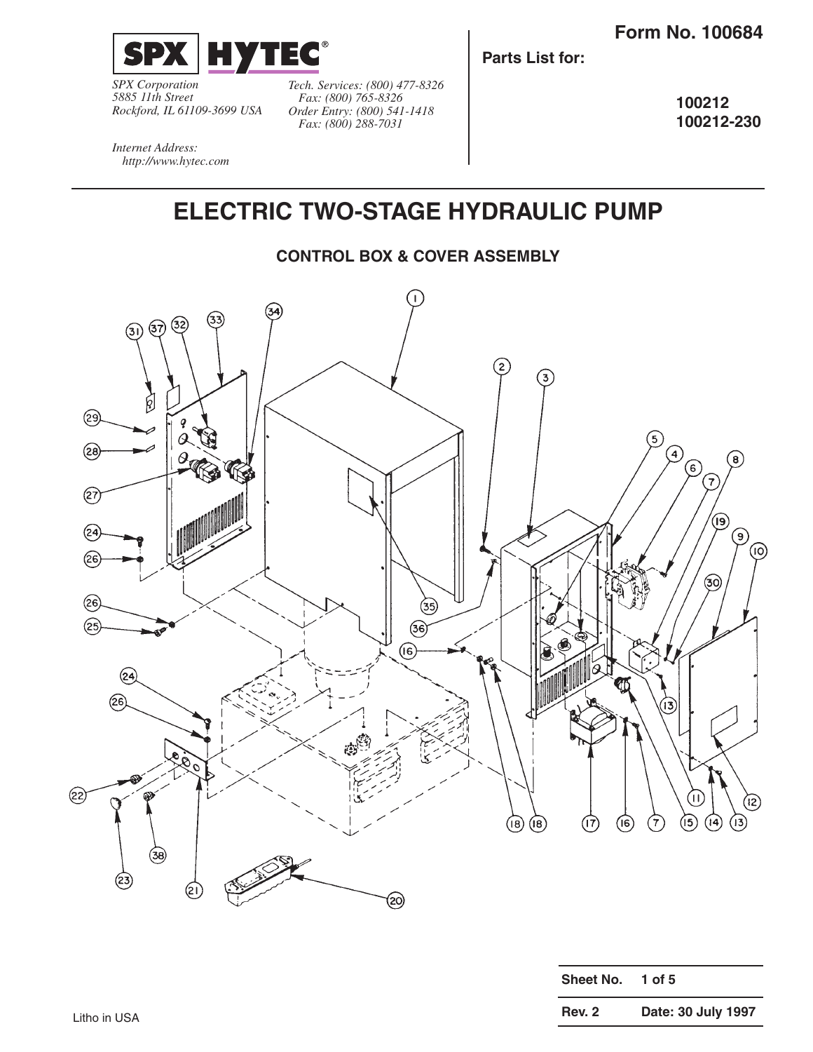SPX HYTEC®

*SPX Corporation*
*5885 11th Street*
*Rockford, IL 61109-3699 USA*

*Tech. Services: (800) 477-8326*
*Fax: (800) 765-8326*
*Order Entry: (800) 541-1418*
*Fax: (800) 288-7031*

*Internet Address:*
*http://www.hytec.com*

**Form No. 100684**

**Parts List for:**

**100212**
**100212-230**

# ELECTRIC TWO-STAGE HYDRAULIC PUMP

## CONTROL BOX & COVER ASSEMBLY

| Sheet No. | 1 of 5 |
|---|---|
| Rev. 2 | Date: 30 July 1997 |

Litho in USA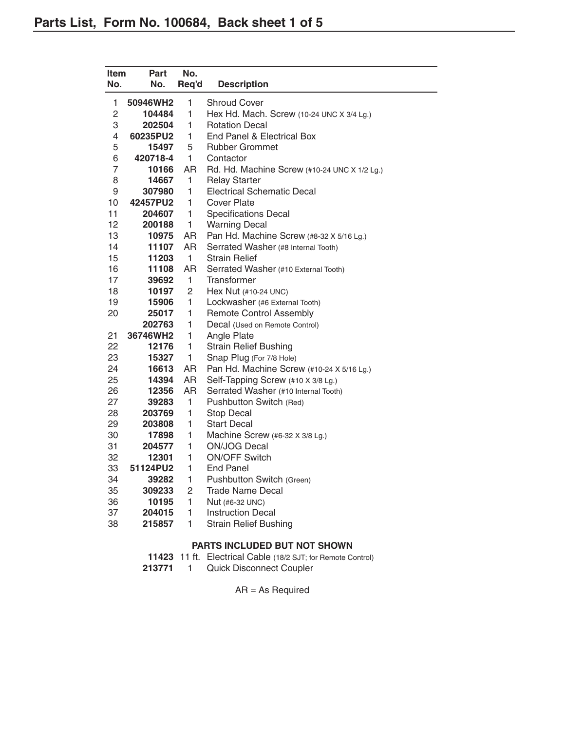# Parts List, Form No. 100684, Back sheet 1 of 5

| Item No. | Part No. | No. Req'd | Description |
|---|---|---|---|
| 1 | **50946WH2** | 1 | Shroud Cover |
| 2 | **104484** | 1 | Hex Hd. Mach. Screw (10-24 UNC X 3/4 Lg.) |
| 3 | **202504** | 1 | Rotation Decal |
| 4 | **60235PU2** | 1 | End Panel & Electrical Box |
| 5 | **15497** | 5 | Rubber Grommet |
| 6 | **420718-4** | 1 | Contactor |
| 7 | **10166** | AR | Rd. Hd. Machine Screw (#10-24 UNC X 1/2 Lg.) |
| 8 | **14667** | 1 | Relay Starter |
| 9 | **307980** | 1 | Electrical Schematic Decal |
| 10 | **42457PU2** | 1 | Cover Plate |
| 11 | **204607** | 1 | Specifications Decal |
| 12 | **200188** | 1 | Warning Decal |
| 13 | **10975** | AR | Pan Hd. Machine Screw (#8-32 X 5/16 Lg.) |
| 14 | **11107** | AR | Serrated Washer (#8 Internal Tooth) |
| 15 | **11203** | 1 | Strain Relief |
| 16 | **11108** | AR | Serrated Washer (#10 External Tooth) |
| 17 | **39692** | 1 | Transformer |
| 18 | **10197** | 2 | Hex Nut (#10-24 UNC) |
| 19 | **15906** | 1 | Lockwasher (#6 External Tooth) |
| 20 | **25017** | 1 | Remote Control Assembly |
| | **202763** | 1 | Decal (Used on Remote Control) |
| 21 | **36746WH2** | 1 | Angle Plate |
| 22 | **12176** | 1 | Strain Relief Bushing |
| 23 | **15327** | 1 | Snap Plug (For 7/8 Hole) |
| 24 | **16613** | AR | Pan Hd. Machine Screw (#10-24 X 5/16 Lg.) |
| 25 | **14394** | AR | Self-Tapping Screw (#10 X 3/8 Lg.) |
| 26 | **12356** | AR | Serrated Washer (#10 Internal Tooth) |
| 27 | **39283** | 1 | Pushbutton Switch (Red) |
| 28 | **203769** | 1 | Stop Decal |
| 29 | **203808** | 1 | Start Decal |
| 30 | **17898** | 1 | Machine Screw (#6-32 X 3/8 Lg.) |
| 31 | **204577** | 1 | ON/JOG Decal |
| 32 | **12301** | 1 | ON/OFF Switch |
| 33 | **51124PU2** | 1 | End Panel |
| 34 | **39282** | 1 | Pushbutton Switch (Green) |
| 35 | **309233** | 2 | Trade Name Decal |
| 36 | **10195** | 1 | Nut (#6-32 UNC) |
| 37 | **204015** | 1 | Instruction Decal |
| 38 | **215857** | 1 | Strain Relief Bushing |

**PARTS INCLUDED BUT NOT SHOWN**

| Part No. | No. Req'd | Description |
|---|---|---|
| **11423** | 11 ft. | Electrical Cable (18/2 SJT; for Remote Control) |
| **213771** | 1 | Quick Disconnect Coupler |

AR = As Required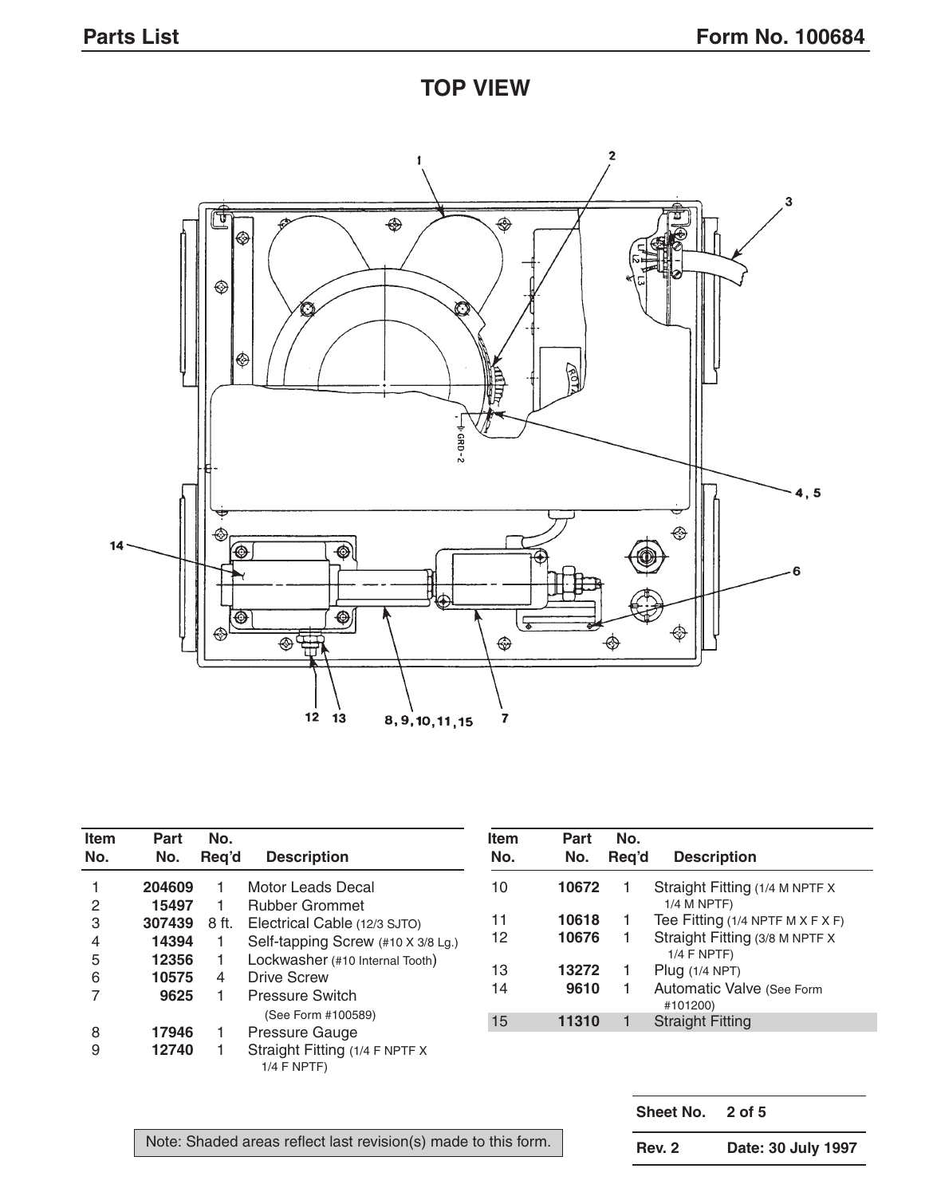## TOP VIEW

| Item No. | Part No. | No. Req'd | Description |
|---|---|---|---|
| 1 | **204609** | 1 | Motor Leads Decal |
| 2 | **15497** | 1 | Rubber Grommet |
| 3 | **307439** | 8 ft. | Electrical Cable (12/3 SJTO) |
| 4 | **14394** | 1 | Self-tapping Screw (#10 X 3/8 Lg.) |
| 5 | **12356** | 1 | Lockwasher (#10 Internal Tooth) |
| 6 | **10575** | 4 | Drive Screw |
| 7 | **9625** | 1 | Pressure Switch (See Form #100589) |
| 8 | **17946** | 1 | Pressure Gauge |
| 9 | **12740** | 1 | Straight Fitting (1/4 F NPTF X 1/4 F NPTF) |
| 10 | **10672** | 1 | Straight Fitting (1/4 M NPTF X 1/4 M NPTF) |
| 11 | **10618** | 1 | Tee Fitting (1/4 NPTF M X F X F) |
| 12 | **10676** | 1 | Straight Fitting (3/8 M NPTF X 1/4 F NPTF) |
| 13 | **13272** | 1 | Plug (1/4 NPT) |
| 14 | **9610** | 1 | Automatic Valve (See Form #101200) |
| 15 | **11310** | 1 | Straight Fitting |

Note: Shaded areas reflect last revision(s) made to this form.

| Sheet No. | 2 of 5 |
|---|---|
| Rev. 2 | Date: 30 July 1997 |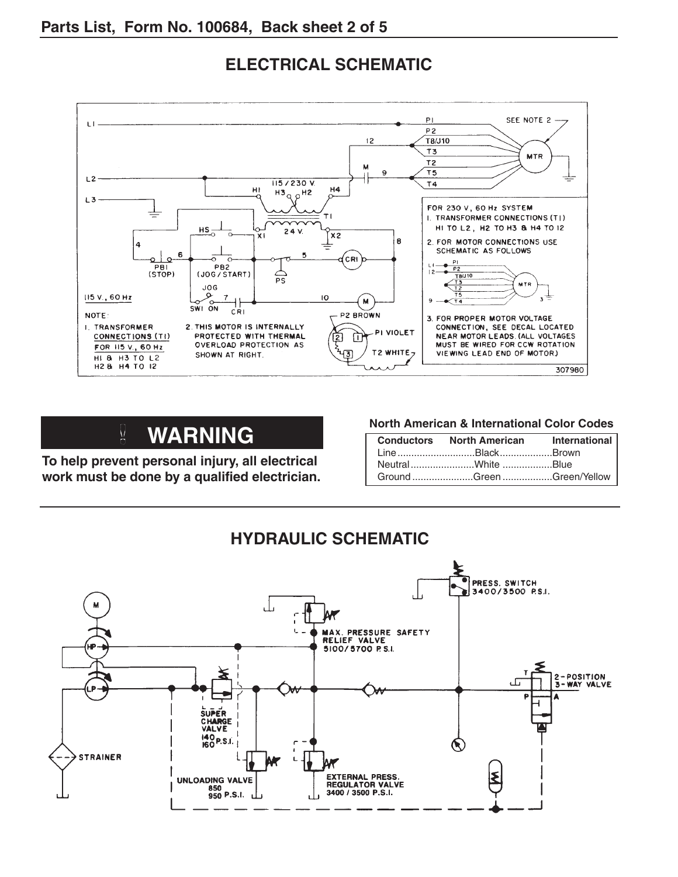## ELECTRICAL SCHEMATIC

FOR 230 V, 60 Hz SYSTEM

1. TRANSFORMER CONNECTIONS (T1) H1 TO L2, H2 TO H3 & H4 TO 12
2. FOR MOTOR CONNECTIONS USE SCHEMATIC AS FOLLOWS
3. FOR PROPER MOTOR VOLTAGE CONNECTION, SEE DECAL LOCATED NEAR MOTOR LEADS. (ALL VOLTAGES MUST BE WIRED FOR CCW ROTATION VIEWING LEAD END OF MOTOR)

115 V., 60 Hz

NOTE:

1. TRANSFORMER CONNECTIONS (T1) FOR 115 V., 60 Hz H1 & H3 TO L2 H2 & H4 TO 12
2. THIS MOTOR IS INTERNALLY PROTECTED WITH THERMAL OVERLOAD PROTECTION AS SHOWN AT RIGHT.

307980

## WARNING

**To help prevent personal injury, all electrical work must be done by a qualified electrician.**

**North American & International Color Codes**

| Conductors | North American | International |
|---|---|---|
| Line | Black | Brown |
| Neutral | White | Blue |
| Ground | Green | Green/Yellow |

## HYDRAULIC SCHEMATIC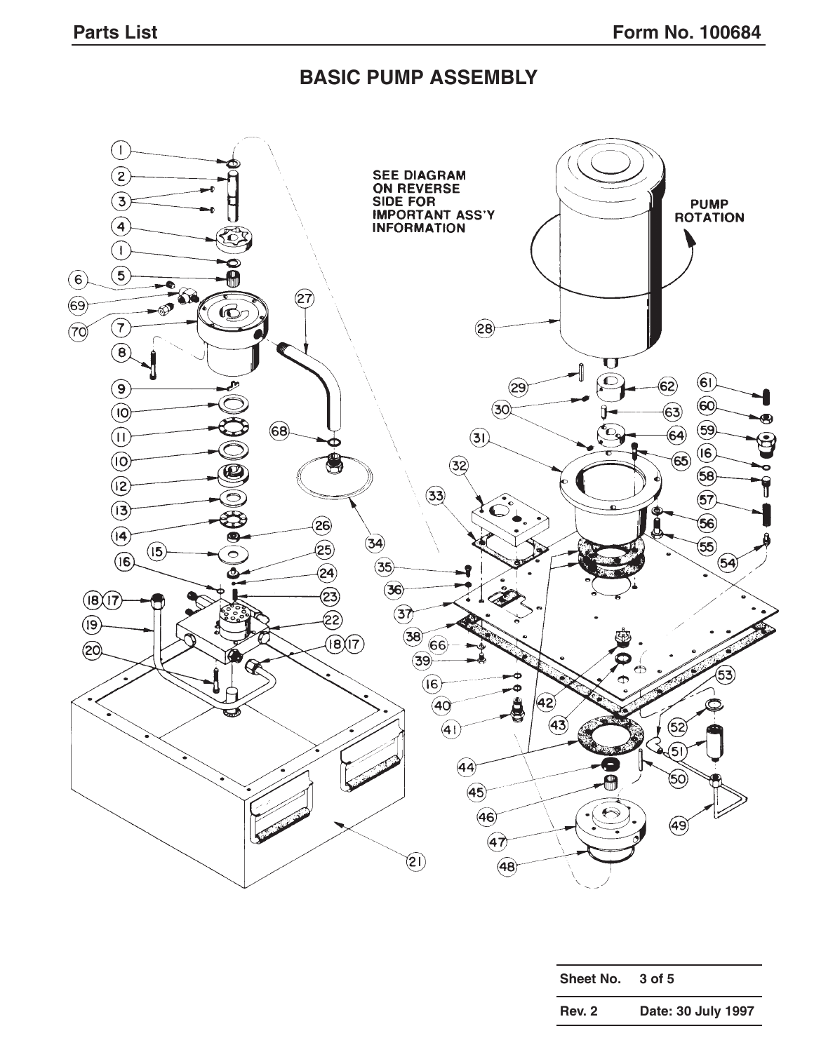# BASIC PUMP ASSEMBLY

SEE DIAGRAM ON REVERSE SIDE FOR IMPORTANT ASS'Y INFORMATION

PUMP ROTATION

| Sheet No. | 3 of 5 |
| --- | --- |
| Rev. 2 | Date: 30 July 1997 |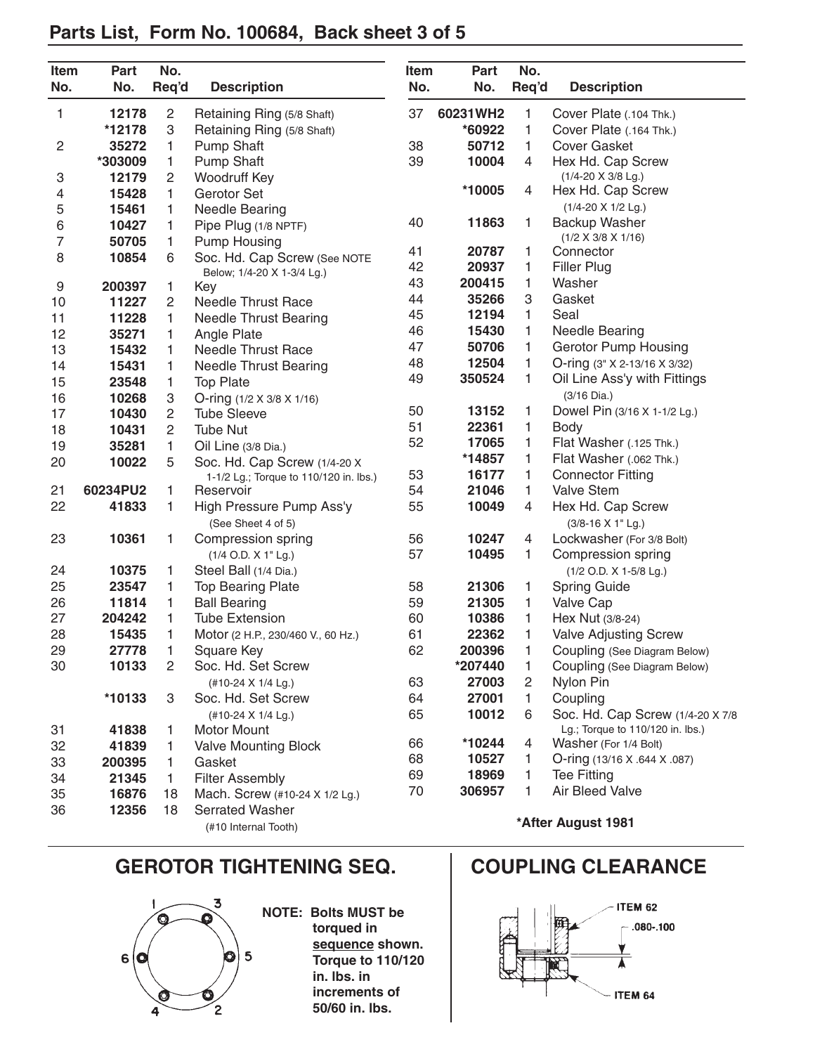## Parts List, Form No. 100684, Back sheet 3 of 5

| Item No. | Part No. | No. Req'd | Description |
|---|---|---|---|
| 1 | 12178 | 2 | Retaining Ring (5/8 Shaft) |
| | *12178 | 3 | Retaining Ring (5/8 Shaft) |
| 2 | 35272 | 1 | Pump Shaft |
| | *303009 | 1 | Pump Shaft |
| 3 | 12179 | 2 | Woodruff Key |
| 4 | 15428 | 1 | Gerotor Set |
| 5 | 15461 | 1 | Needle Bearing |
| 6 | 10427 | 1 | Pipe Plug (1/8 NPTF) |
| 7 | 50705 | 1 | Pump Housing |
| 8 | 10854 | 6 | Soc. Hd. Cap Screw (See NOTE Below; 1/4-20 X 1-3/4 Lg.) |
| 9 | 200397 | 1 | Key |
| 10 | 11227 | 2 | Needle Thrust Race |
| 11 | 11228 | 1 | Needle Thrust Bearing |
| 12 | 35271 | 1 | Angle Plate |
| 13 | 15432 | 1 | Needle Thrust Race |
| 14 | 15431 | 1 | Needle Thrust Bearing |
| 15 | 23548 | 1 | Top Plate |
| 16 | 10268 | 3 | O-ring (1/2 X 3/8 X 1/16) |
| 17 | 10430 | 2 | Tube Sleeve |
| 18 | 10431 | 2 | Tube Nut |
| 19 | 35281 | 1 | Oil Line (3/8 Dia.) |
| 20 | 10022 | 5 | Soc. Hd. Cap Screw (1/4-20 X 1-1/2 Lg.; Torque to 110/120 in. lbs.) |
| 21 | 60234PU2 | 1 | Reservoir |
| 22 | 41833 | 1 | High Pressure Pump Ass'y (See Sheet 4 of 5) |
| 23 | 10361 | 1 | Compression spring (1/4 O.D. X 1" Lg.) |
| 24 | 10375 | 1 | Steel Ball (1/4 Dia.) |
| 25 | 23547 | 1 | Top Bearing Plate |
| 26 | 11814 | 1 | Ball Bearing |
| 27 | 204242 | 1 | Tube Extension |
| 28 | 15435 | 1 | Motor (2 H.P., 230/460 V., 60 Hz.) |
| 29 | 27778 | 1 | Square Key |
| 30 | 10133 | 2 | Soc. Hd. Set Screw (#10-24 X 1/4 Lg.) |
| | *10133 | 3 | Soc. Hd. Set Screw (#10-24 X 1/4 Lg.) |
| 31 | 41838 | 1 | Motor Mount |
| 32 | 41839 | 1 | Valve Mounting Block |
| 33 | 200395 | 1 | Gasket |
| 34 | 21345 | 1 | Filter Assembly |
| 35 | 16876 | 18 | Mach. Screw (#10-24 X 1/2 Lg.) |
| 36 | 12356 | 18 | Serrated Washer (#10 Internal Tooth) |
| 37 | 60231WH2 | 1 | Cover Plate (.104 Thk.) |
| | *60922 | 1 | Cover Plate (.164 Thk.) |
| 38 | 50712 | 1 | Cover Gasket |
| 39 | 10004 | 4 | Hex Hd. Cap Screw (1/4-20 X 3/8 Lg.) |
| | *10005 | 4 | Hex Hd. Cap Screw (1/4-20 X 1/2 Lg.) |
| 40 | 11863 | 1 | Backup Washer (1/2 X 3/8 X 1/16) |
| 41 | 20787 | 1 | Connector |
| 42 | 20937 | 1 | Filler Plug |
| 43 | 200415 | 1 | Washer |
| 44 | 35266 | 3 | Gasket |
| 45 | 12194 | 1 | Seal |
| 46 | 15430 | 1 | Needle Bearing |
| 47 | 50706 | 1 | Gerotor Pump Housing |
| 48 | 12504 | 1 | O-ring (3" X 2-13/16 X 3/32) |
| 49 | 350524 | 1 | Oil Line Ass'y with Fittings (3/16 Dia.) |
| 50 | 13152 | 1 | Dowel Pin (3/16 X 1-1/2 Lg.) |
| 51 | 22361 | 1 | Body |
| 52 | 17065 | 1 | Flat Washer (.125 Thk.) |
| | *14857 | 1 | Flat Washer (.062 Thk.) |
| 53 | 16177 | 1 | Connector Fitting |
| 54 | 21046 | 1 | Valve Stem |
| 55 | 10049 | 4 | Hex Hd. Cap Screw (3/8-16 X 1" Lg.) |
| 56 | 10247 | 4 | Lockwasher (For 3/8 Bolt) |
| 57 | 10495 | 1 | Compression spring (1/2 O.D. X 1-5/8 Lg.) |
| 58 | 21306 | 1 | Spring Guide |
| 59 | 21305 | 1 | Valve Cap |
| 60 | 10386 | 1 | Hex Nut (3/8-24) |
| 61 | 22362 | 1 | Valve Adjusting Screw |
| 62 | 200396 | 1 | Coupling (See Diagram Below) |
| | *207440 | 1 | Coupling (See Diagram Below) |
| 63 | 27003 | 2 | Nylon Pin |
| 64 | 27001 | 1 | Coupling |
| 65 | 10012 | 6 | Soc. Hd. Cap Screw (1/4-20 X 7/8 Lg.; Torque to 110/120 in. lbs.) |
| 66 | *10244 | 4 | Washer (For 1/4 Bolt) |
| 68 | 10527 | 1 | O-ring (13/16 X .644 X .087) |
| 69 | 18969 | 1 | Tee Fitting |
| 70 | 306957 | 1 | Air Bleed Valve |

**\*After August 1981**

## GEROTOR TIGHTENING SEQ.

1 3
6 5
4 2

**NOTE: Bolts MUST be torqued in sequence shown. Torque to 110/120 in. lbs. in increments of 50/60 in. lbs.**

## COUPLING CLEARANCE

ITEM 62
.080-.100
ITEM 64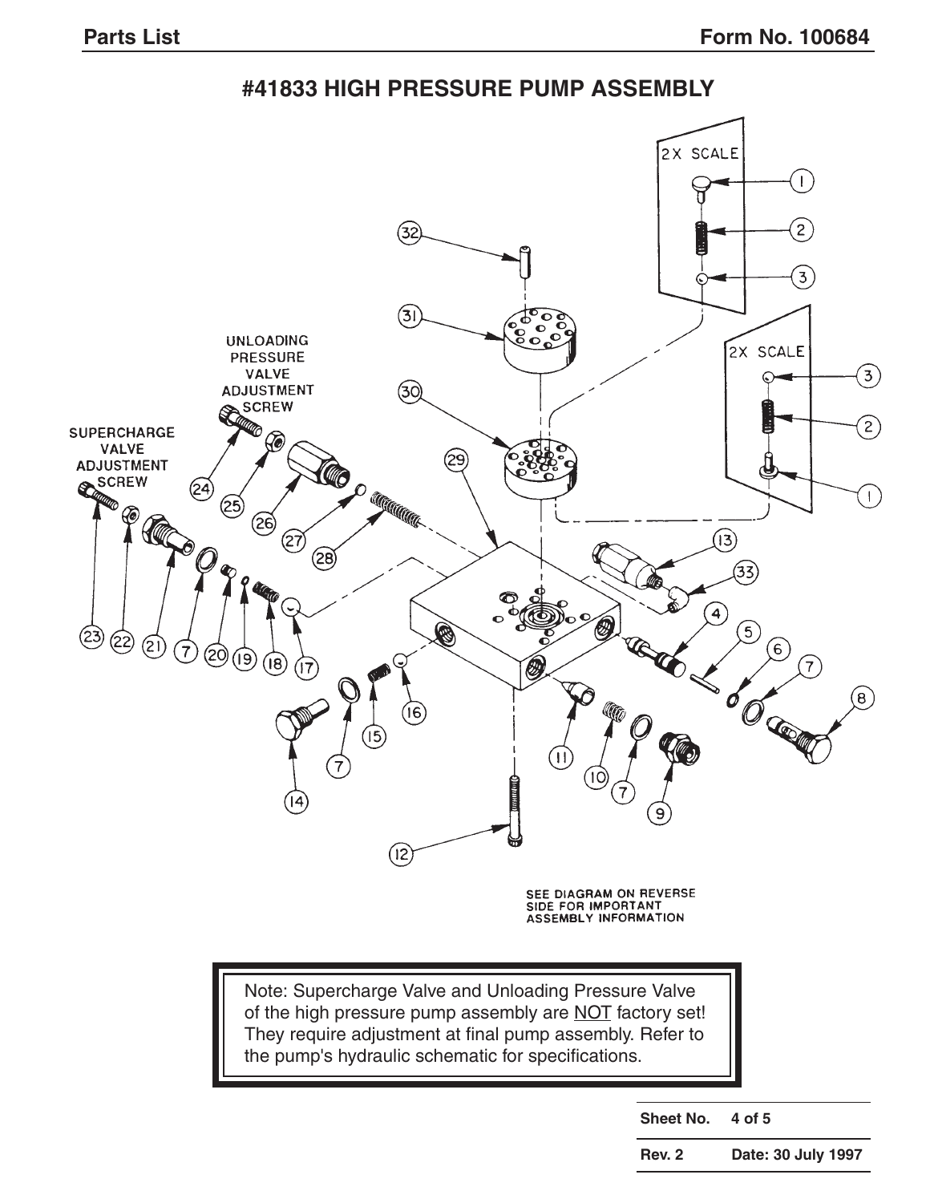# #41833 HIGH PRESSURE PUMP ASSEMBLY

UNLOADING PRESSURE VALVE ADJUSTMENT SCREW

SUPERCHARGE VALVE ADJUSTMENT SCREW

2X SCALE

SEE DIAGRAM ON REVERSE SIDE FOR IMPORTANT ASSEMBLY INFORMATION

> Note: Supercharge Valve and Unloading Pressure Valve of the high pressure pump assembly are NOT factory set! They require adjustment at final pump assembly. Refer to the pump's hydraulic schematic for specifications.

| Sheet No. | 4 of 5 |
|---|---|
| Rev. 2 | Date: 30 July 1997 |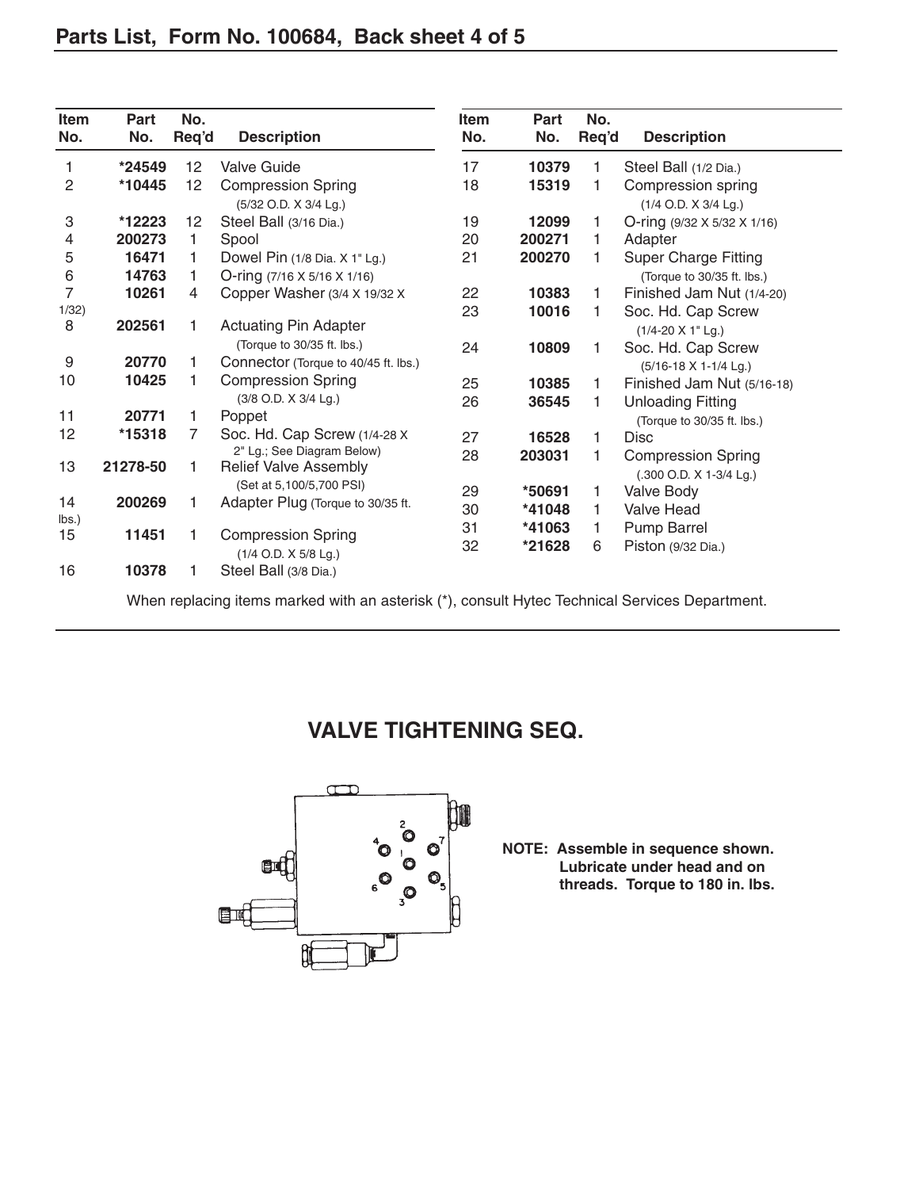## Parts List, Form No. 100684, Back sheet 4 of 5

| Item No. | Part No. | No. Req'd | Description |
|---|---|---|---|
| 1 | *24549 | 12 | Valve Guide |
| 2 | *10445 | 12 | Compression Spring (5/32 O.D. X 3/4 Lg.) |
| 3 | *12223 | 12 | Steel Ball (3/16 Dia.) |
| 4 | 200273 | 1 | Spool |
| 5 | 16471 | 1 | Dowel Pin (1/8 Dia. X 1" Lg.) |
| 6 | 14763 | 1 | O-ring (7/16 X 5/16 X 1/16) |
| 7 | 10261 | 4 | Copper Washer (3/4 X 19/32 X 1/32) |
| 8 | 202561 | 1 | Actuating Pin Adapter (Torque to 30/35 ft. lbs.) |
| 9 | 20770 | 1 | Connector (Torque to 40/45 ft. lbs.) |
| 10 | 10425 | 1 | Compression Spring (3/8 O.D. X 3/4 Lg.) |
| 11 | 20771 | 1 | Poppet |
| 12 | *15318 | 7 | Soc. Hd. Cap Screw (1/4-28 X 2" Lg.; See Diagram Below) |
| 13 | 21278-50 | 1 | Relief Valve Assembly (Set at 5,100/5,700 PSI) |
| 14 | 200269 | 1 | Adapter Plug (Torque to 30/35 ft. lbs.) |
| 15 | 11451 | 1 | Compression Spring (1/4 O.D. X 5/8 Lg.) |
| 16 | 10378 | 1 | Steel Ball (3/8 Dia.) |
| 17 | 10379 | 1 | Steel Ball (1/2 Dia.) |
| 18 | 15319 | 1 | Compression spring (1/4 O.D. X 3/4 Lg.) |
| 19 | 12099 | 1 | O-ring (9/32 X 5/32 X 1/16) |
| 20 | 200271 | 1 | Adapter |
| 21 | 200270 | 1 | Super Charge Fitting (Torque to 30/35 ft. lbs.) |
| 22 | 10383 | 1 | Finished Jam Nut (1/4-20) |
| 23 | 10016 | 1 | Soc. Hd. Cap Screw (1/4-20 X 1" Lg.) |
| 24 | 10809 | 1 | Soc. Hd. Cap Screw (5/16-18 X 1-1/4 Lg.) |
| 25 | 10385 | 1 | Finished Jam Nut (5/16-18) |
| 26 | 36545 | 1 | Unloading Fitting (Torque to 30/35 ft. lbs.) |
| 27 | 16528 | 1 | Disc |
| 28 | 203031 | 1 | Compression Spring (.300 O.D. X 1-3/4 Lg.) |
| 29 | *50691 | 1 | Valve Body |
| 30 | *41048 | 1 | Valve Head |
| 31 | *41063 | 1 | Pump Barrel |
| 32 | *21628 | 6 | Piston (9/32 Dia.) |

When replacing items marked with an asterisk (*), consult Hytec Technical Services Department.

## VALVE TIGHTENING SEQ.

**NOTE: Assemble in sequence shown. Lubricate under head and on threads. Torque to 180 in. lbs.**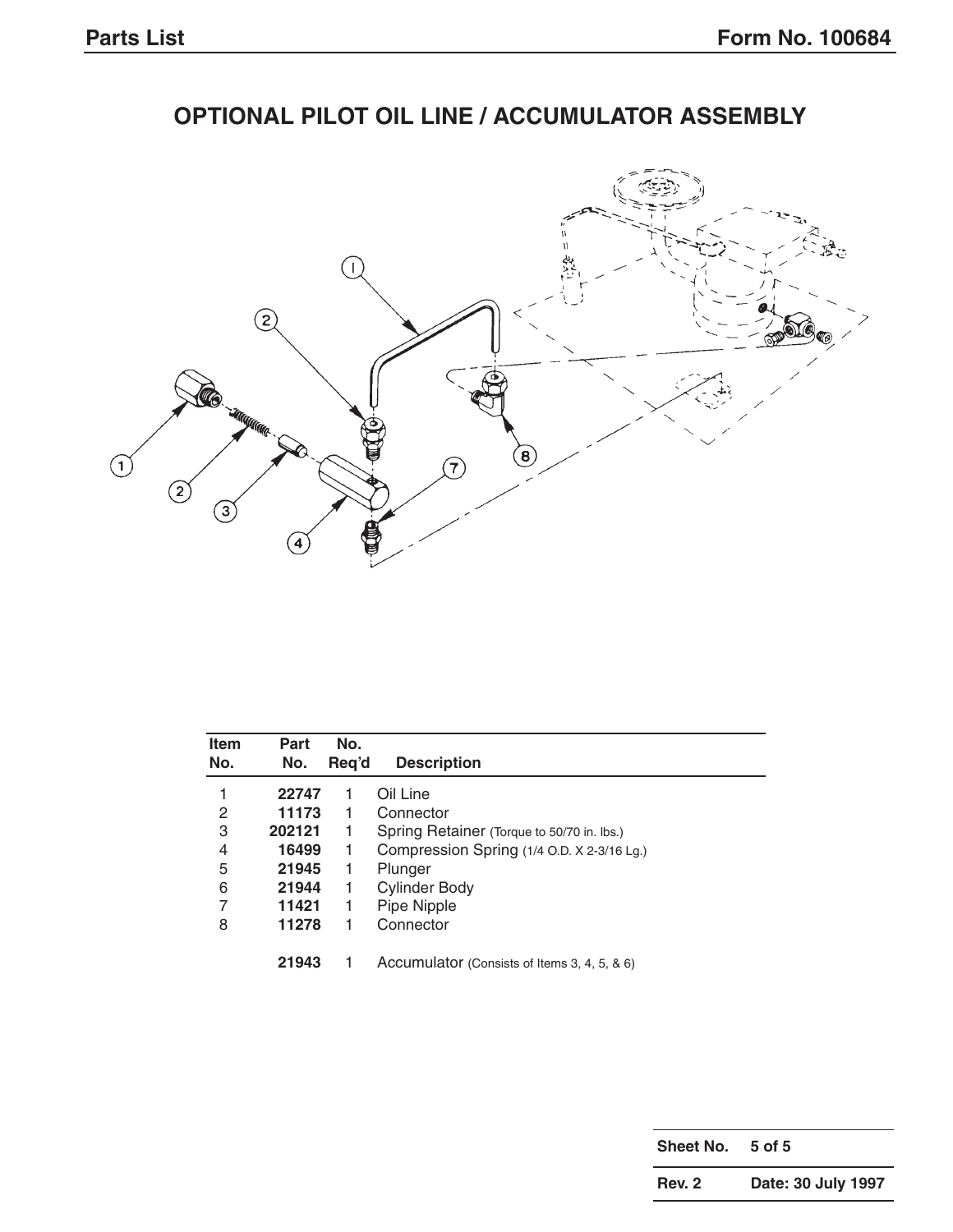## OPTIONAL PILOT OIL LINE / ACCUMULATOR ASSEMBLY

| Item No. | Part No. | No. Req'd | Description |
|---|---|---|---|
| 1 | **22747** | 1 | Oil Line |
| 2 | **11173** | 1 | Connector |
| 3 | **202121** | 1 | Spring Retainer (Torque to 50/70 in. lbs.) |
| 4 | **16499** | 1 | Compression Spring (1/4 O.D. X 2-3/16 Lg.) |
| 5 | **21945** | 1 | Plunger |
| 6 | **21944** | 1 | Cylinder Body |
| 7 | **11421** | 1 | Pipe Nipple |
| 8 | **11278** | 1 | Connector |
| | **21943** | 1 | Accumulator (Consists of Items 3, 4, 5, & 6) |

| | |
|---|---|
| **Rev. 2** | **Date: 30 July 1997** |